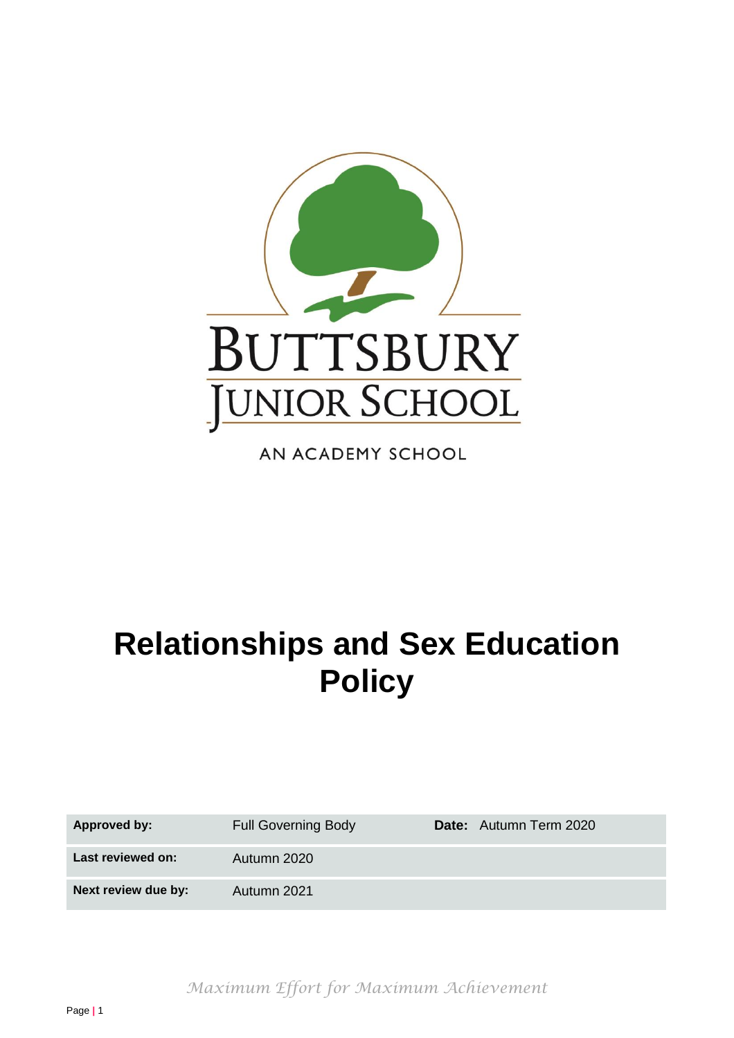BUTTSBURY JUNIOR SCHOOL

AN ACADEMY SCHOOL

# Relationships and Sex Education Policy

| **Approved by:** | Full Governing Body | **Date:** Autumn Term 2020 |
| --- | --- | --- |
| **Last reviewed on:** | Autumn 2020 | |
| **Next review due by:** | Autumn 2021 | |

*Maximum Effort for Maximum Achievement*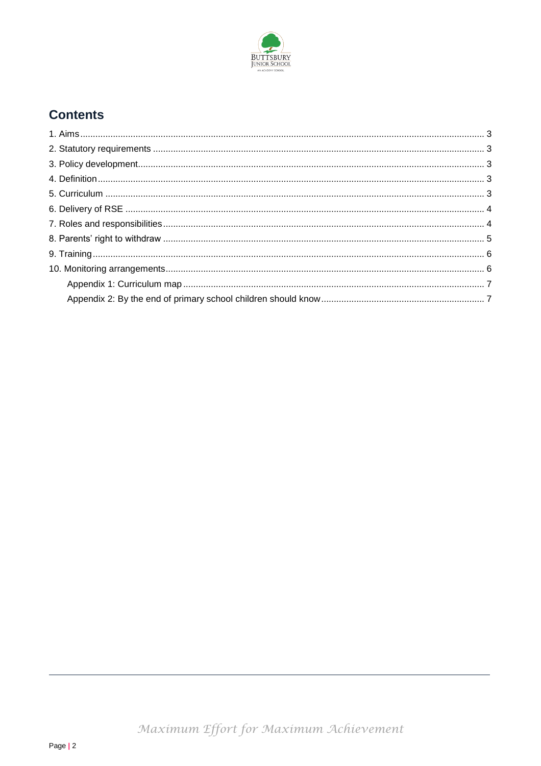## Contents

1. Aims ..... 3
2. Statutory requirements ..... 3
3. Policy development ..... 3
4. Definition ..... 3
5. Curriculum ..... 3
6. Delivery of RSE ..... 4
7. Roles and responsibilities ..... 4
8. Parents' right to withdraw ..... 5
9. Training ..... 6
10. Monitoring arrangements ..... 6
    - Appendix 1: Curriculum map ..... 7
    - Appendix 2: By the end of primary school children should know ..... 7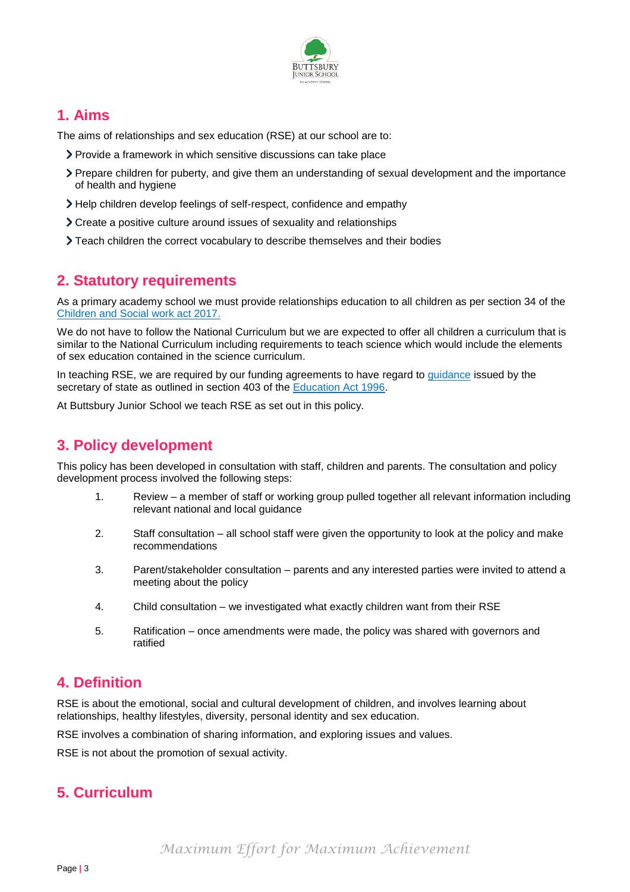## 1. Aims

The aims of relationships and sex education (RSE) at our school are to:

- Provide a framework in which sensitive discussions can take place
- Prepare children for puberty, and give them an understanding of sexual development and the importance of health and hygiene
- Help children develop feelings of self-respect, confidence and empathy
- Create a positive culture around issues of sexuality and relationships
- Teach children the correct vocabulary to describe themselves and their bodies

## 2. Statutory requirements

As a primary academy school we must provide relationships education to all children as per section 34 of the Children and Social work act 2017.

We do not have to follow the National Curriculum but we are expected to offer all children a curriculum that is similar to the National Curriculum including requirements to teach science which would include the elements of sex education contained in the science curriculum.

In teaching RSE, we are required by our funding agreements to have regard to guidance issued by the secretary of state as outlined in section 403 of the Education Act 1996.

At Buttsbury Junior School we teach RSE as set out in this policy.

## 3. Policy development

This policy has been developed in consultation with staff, children and parents. The consultation and policy development process involved the following steps:

1. Review – a member of staff or working group pulled together all relevant information including relevant national and local guidance
2. Staff consultation – all school staff were given the opportunity to look at the policy and make recommendations
3. Parent/stakeholder consultation – parents and any interested parties were invited to attend a meeting about the policy
4. Child consultation – we investigated what exactly children want from their RSE
5. Ratification – once amendments were made, the policy was shared with governors and ratified

## 4. Definition

RSE is about the emotional, social and cultural development of children, and involves learning about relationships, healthy lifestyles, diversity, personal identity and sex education.

RSE involves a combination of sharing information, and exploring issues and values.

RSE is not about the promotion of sexual activity.

## 5. Curriculum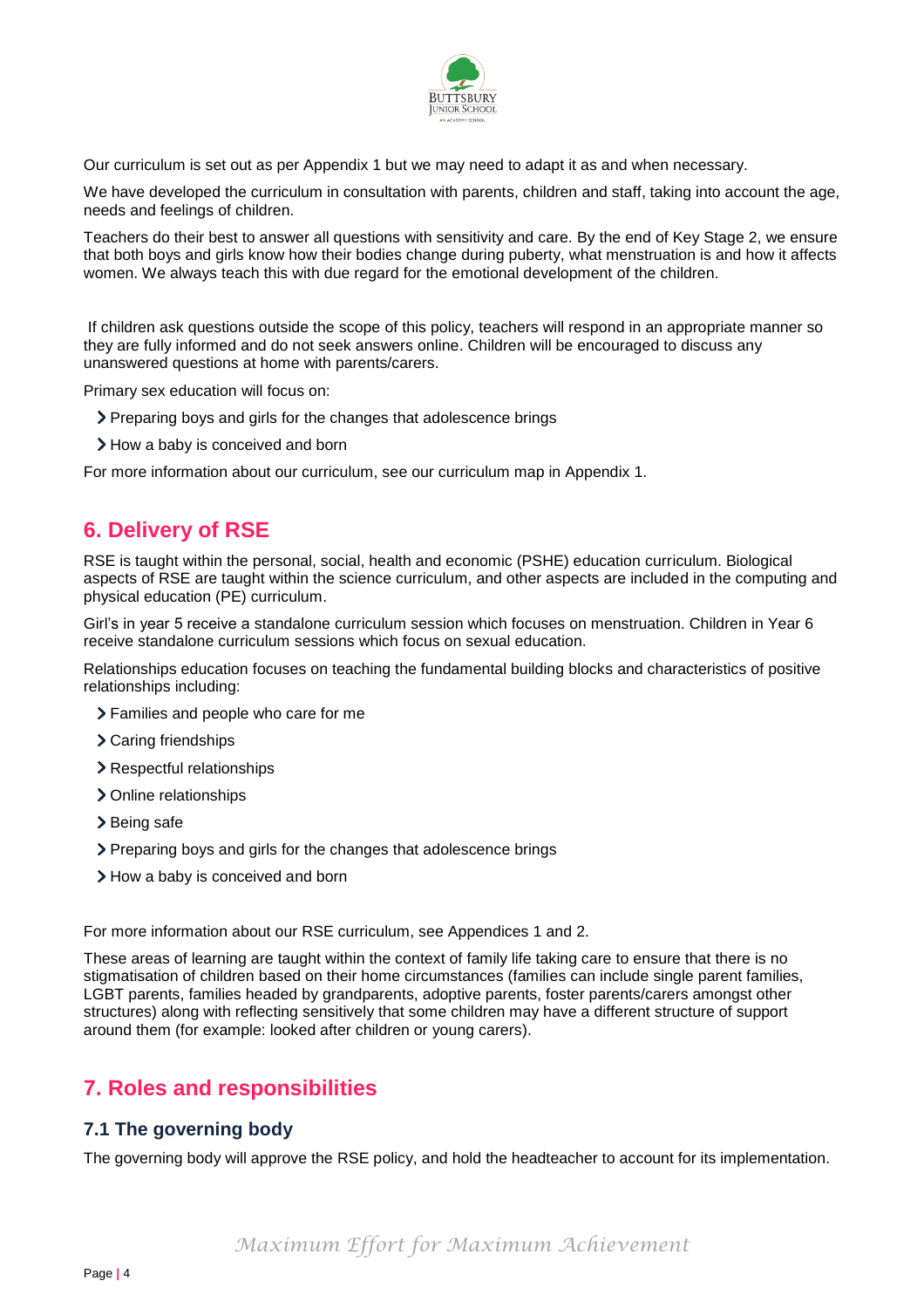Our curriculum is set out as per Appendix 1 but we may need to adapt it as and when necessary.

We have developed the curriculum in consultation with parents, children and staff, taking into account the age, needs and feelings of children.

Teachers do their best to answer all questions with sensitivity and care. By the end of Key Stage 2, we ensure that both boys and girls know how their bodies change during puberty, what menstruation is and how it affects women. We always teach this with due regard for the emotional development of the children.

If children ask questions outside the scope of this policy, teachers will respond in an appropriate manner so they are fully informed and do not seek answers online. Children will be encouraged to discuss any unanswered questions at home with parents/carers.

Primary sex education will focus on:

- Preparing boys and girls for the changes that adolescence brings
- How a baby is conceived and born

For more information about our curriculum, see our curriculum map in Appendix 1.

## 6. Delivery of RSE

RSE is taught within the personal, social, health and economic (PSHE) education curriculum. Biological aspects of RSE are taught within the science curriculum, and other aspects are included in the computing and physical education (PE) curriculum.

Girl's in year 5 receive a standalone curriculum session which focuses on menstruation. Children in Year 6 receive standalone curriculum sessions which focus on sexual education.

Relationships education focuses on teaching the fundamental building blocks and characteristics of positive relationships including:

- Families and people who care for me
- Caring friendships
- Respectful relationships
- Online relationships
- Being safe
- Preparing boys and girls for the changes that adolescence brings
- How a baby is conceived and born

For more information about our RSE curriculum, see Appendices 1 and 2.

These areas of learning are taught within the context of family life taking care to ensure that there is no stigmatisation of children based on their home circumstances (families can include single parent families, LGBT parents, families headed by grandparents, adoptive parents, foster parents/carers amongst other structures) along with reflecting sensitively that some children may have a different structure of support around them (for example: looked after children or young carers).

## 7. Roles and responsibilities

### 7.1 The governing body

The governing body will approve the RSE policy, and hold the headteacher to account for its implementation.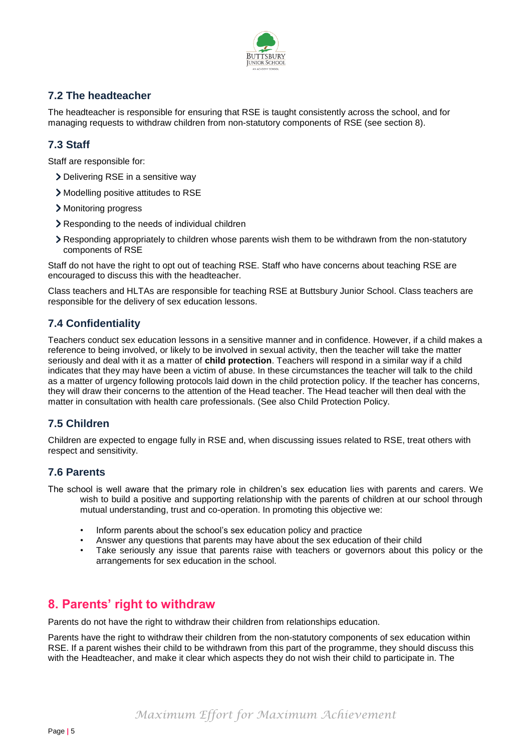### 7.2 The headteacher

The headteacher is responsible for ensuring that RSE is taught consistently across the school, and for managing requests to withdraw children from non-statutory components of RSE (see section 8).

### 7.3 Staff

Staff are responsible for:

- Delivering RSE in a sensitive way
- Modelling positive attitudes to RSE
- Monitoring progress
- Responding to the needs of individual children
- Responding appropriately to children whose parents wish them to be withdrawn from the non-statutory components of RSE

Staff do not have the right to opt out of teaching RSE. Staff who have concerns about teaching RSE are encouraged to discuss this with the headteacher.

Class teachers and HLTAs are responsible for teaching RSE at Buttsbury Junior School. Class teachers are responsible for the delivery of sex education lessons.

### 7.4 Confidentiality

Teachers conduct sex education lessons in a sensitive manner and in confidence. However, if a child makes a reference to being involved, or likely to be involved in sexual activity, then the teacher will take the matter seriously and deal with it as a matter of **child protection**. Teachers will respond in a similar way if a child indicates that they may have been a victim of abuse. In these circumstances the teacher will talk to the child as a matter of urgency following protocols laid down in the child protection policy. If the teacher has concerns, they will draw their concerns to the attention of the Head teacher. The Head teacher will then deal with the matter in consultation with health care professionals. (See also Child Protection Policy.

### 7.5 Children

Children are expected to engage fully in RSE and, when discussing issues related to RSE, treat others with respect and sensitivity.

### 7.6 Parents

The school is well aware that the primary role in children's sex education lies with parents and carers. We wish to build a positive and supporting relationship with the parents of children at our school through mutual understanding, trust and co-operation. In promoting this objective we:

- Inform parents about the school's sex education policy and practice
- Answer any questions that parents may have about the sex education of their child
- Take seriously any issue that parents raise with teachers or governors about this policy or the arrangements for sex education in the school.

## 8. Parents' right to withdraw

Parents do not have the right to withdraw their children from relationships education.

Parents have the right to withdraw their children from the non-statutory components of sex education within RSE. If a parent wishes their child to be withdrawn from this part of the programme, they should discuss this with the Headteacher, and make it clear which aspects they do not wish their child to participate in. The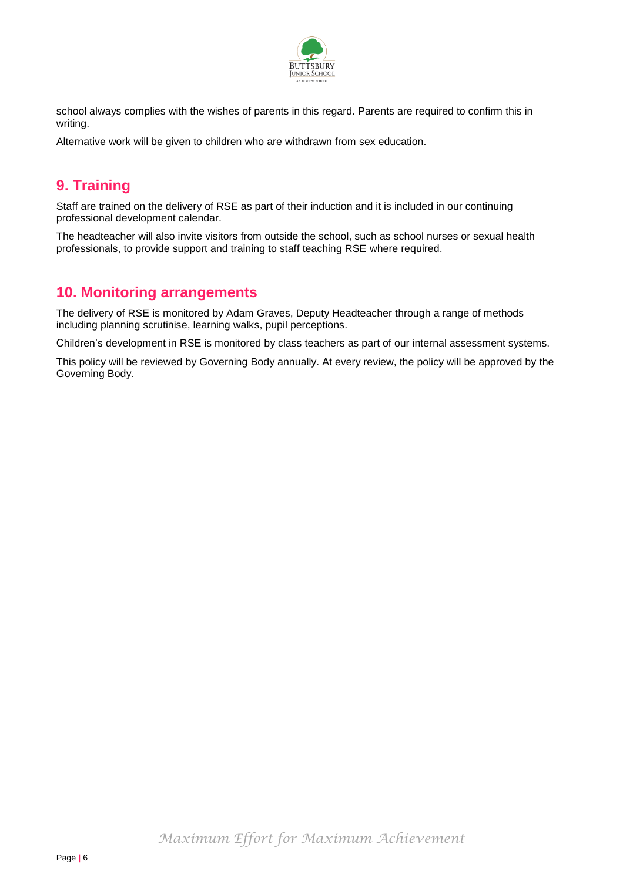school always complies with the wishes of parents in this regard. Parents are required to confirm this in writing.

Alternative work will be given to children who are withdrawn from sex education.

## 9. Training

Staff are trained on the delivery of RSE as part of their induction and it is included in our continuing professional development calendar.

The headteacher will also invite visitors from outside the school, such as school nurses or sexual health professionals, to provide support and training to staff teaching RSE where required.

## 10. Monitoring arrangements

The delivery of RSE is monitored by Adam Graves, Deputy Headteacher through a range of methods including planning scrutinise, learning walks, pupil perceptions.

Children's development in RSE is monitored by class teachers as part of our internal assessment systems.

This policy will be reviewed by Governing Body annually. At every review, the policy will be approved by the Governing Body.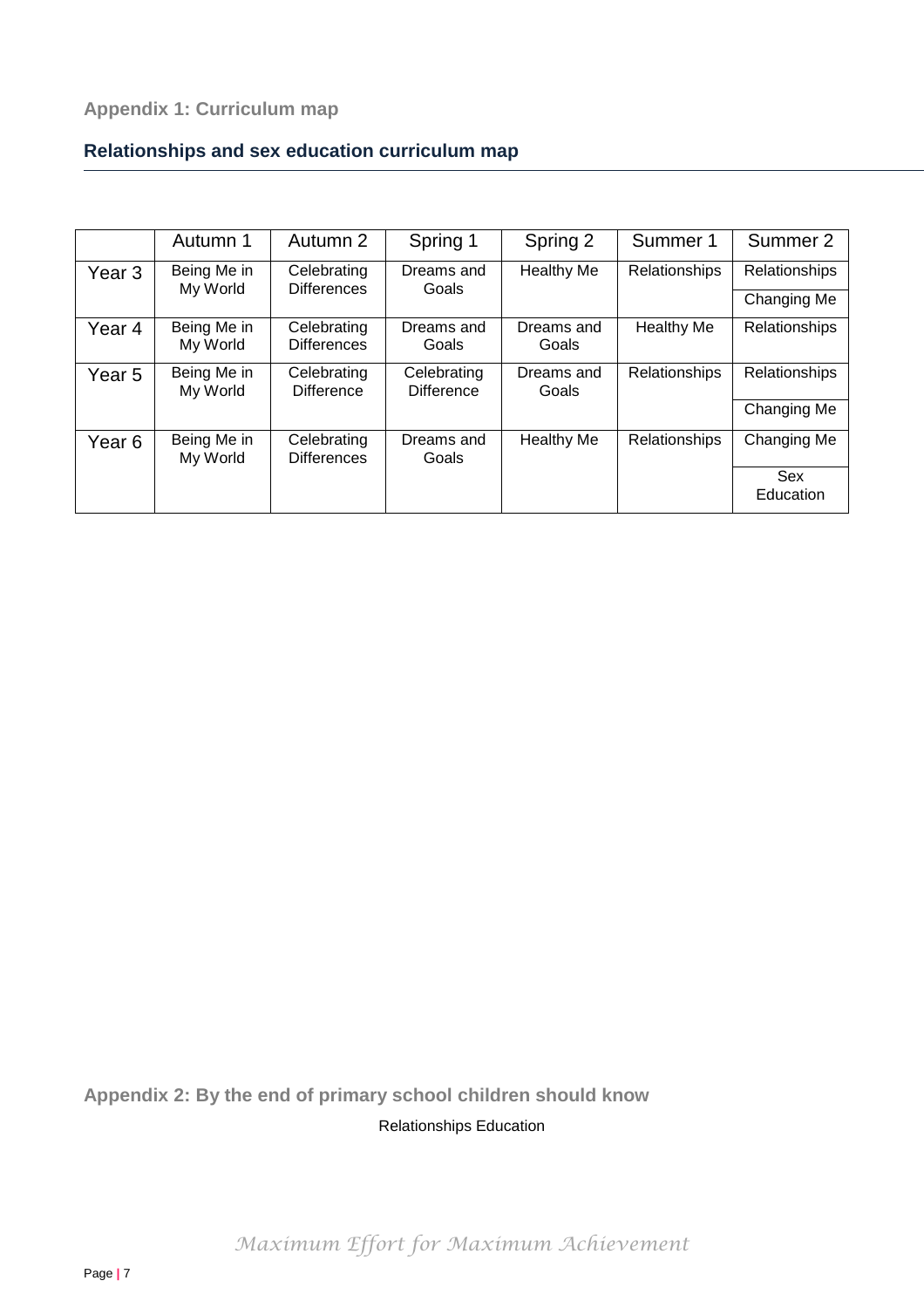## Appendix 1: Curriculum map

### Relationships and sex education curriculum map

| | Autumn 1 | Autumn 2 | Spring 1 | Spring 2 | Summer 1 | Summer 2 |
|---|---|---|---|---|---|---|
| Year 3 | Being Me in My World | Celebrating Differences | Dreams and Goals | Healthy Me | Relationships | Relationships |
| | | | | | | Changing Me |
| Year 4 | Being Me in My World | Celebrating Differences | Dreams and Goals | Dreams and Goals | Healthy Me | Relationships |
| Year 5 | Being Me in My World | Celebrating Difference | Celebrating Difference | Dreams and Goals | Relationships | Relationships |
| | | | | | | Changing Me |
| Year 6 | Being Me in My World | Celebrating Differences | Dreams and Goals | Healthy Me | Relationships | Changing Me |
| | | | | | | Sex Education |

## Appendix 2: By the end of primary school children should know

Relationships Education

*Maximum Effort for Maximum Achievement*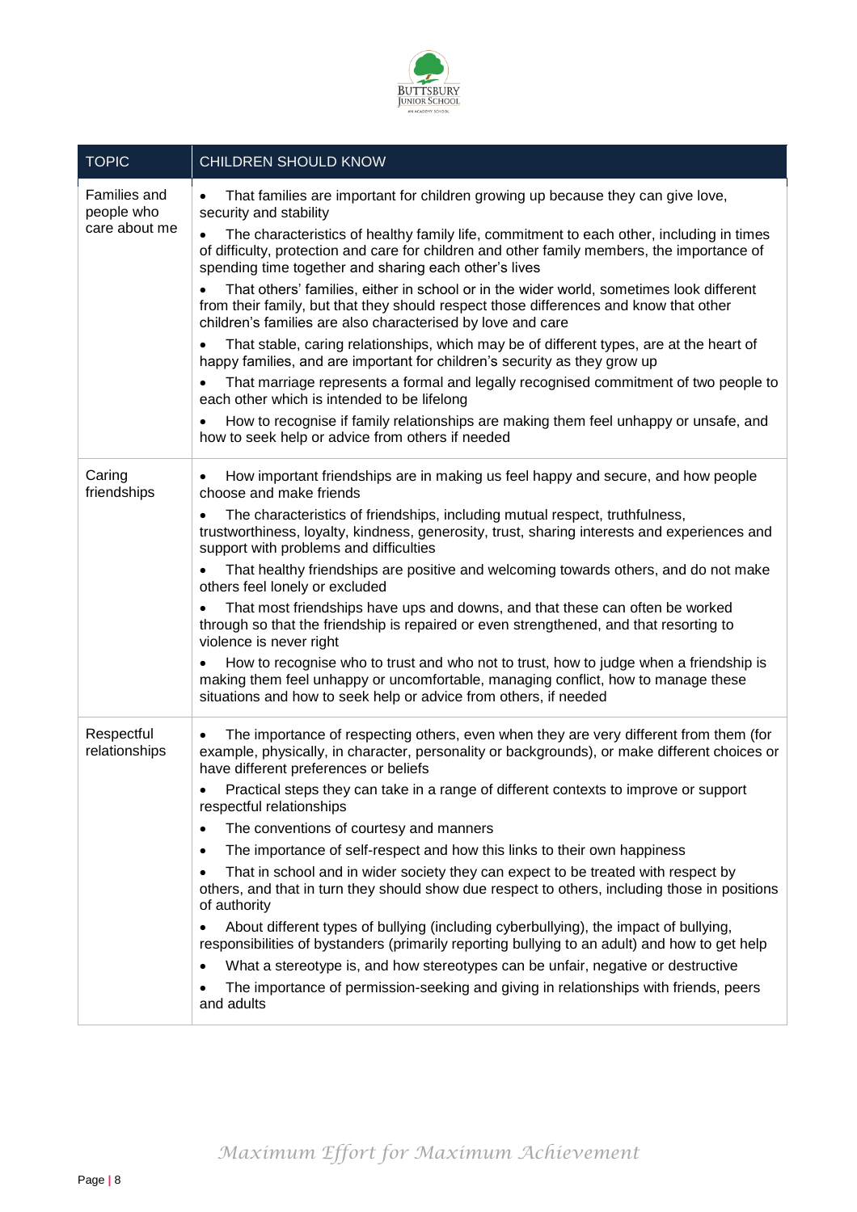| TOPIC | CHILDREN SHOULD KNOW |
| --- | --- |
| Families and people who care about me | • That families are important for children growing up because they can give love, security and stability<br>• The characteristics of healthy family life, commitment to each other, including in times of difficulty, protection and care for children and other family members, the importance of spending time together and sharing each other's lives<br>• That others' families, either in school or in the wider world, sometimes look different from their family, but that they should respect those differences and know that other children's families are also characterised by love and care<br>• That stable, caring relationships, which may be of different types, are at the heart of happy families, and are important for children's security as they grow up<br>• That marriage represents a formal and legally recognised commitment of two people to each other which is intended to be lifelong<br>• How to recognise if family relationships are making them feel unhappy or unsafe, and how to seek help or advice from others if needed |
| Caring friendships | • How important friendships are in making us feel happy and secure, and how people choose and make friends<br>• The characteristics of friendships, including mutual respect, truthfulness, trustworthiness, loyalty, kindness, generosity, trust, sharing interests and experiences and support with problems and difficulties<br>• That healthy friendships are positive and welcoming towards others, and do not make others feel lonely or excluded<br>• That most friendships have ups and downs, and that these can often be worked through so that the friendship is repaired or even strengthened, and that resorting to violence is never right<br>• How to recognise who to trust and who not to trust, how to judge when a friendship is making them feel unhappy or uncomfortable, managing conflict, how to manage these situations and how to seek help or advice from others, if needed |
| Respectful relationships | • The importance of respecting others, even when they are very different from them (for example, physically, in character, personality or backgrounds), or make different choices or have different preferences or beliefs<br>• Practical steps they can take in a range of different contexts to improve or support respectful relationships<br>• The conventions of courtesy and manners<br>• The importance of self-respect and how this links to their own happiness<br>• That in school and in wider society they can expect to be treated with respect by others, and that in turn they should show due respect to others, including those in positions of authority<br>• About different types of bullying (including cyberbullying), the impact of bullying, responsibilities of bystanders (primarily reporting bullying to an adult) and how to get help<br>• What a stereotype is, and how stereotypes can be unfair, negative or destructive<br>• The importance of permission-seeking and giving in relationships with friends, peers and adults |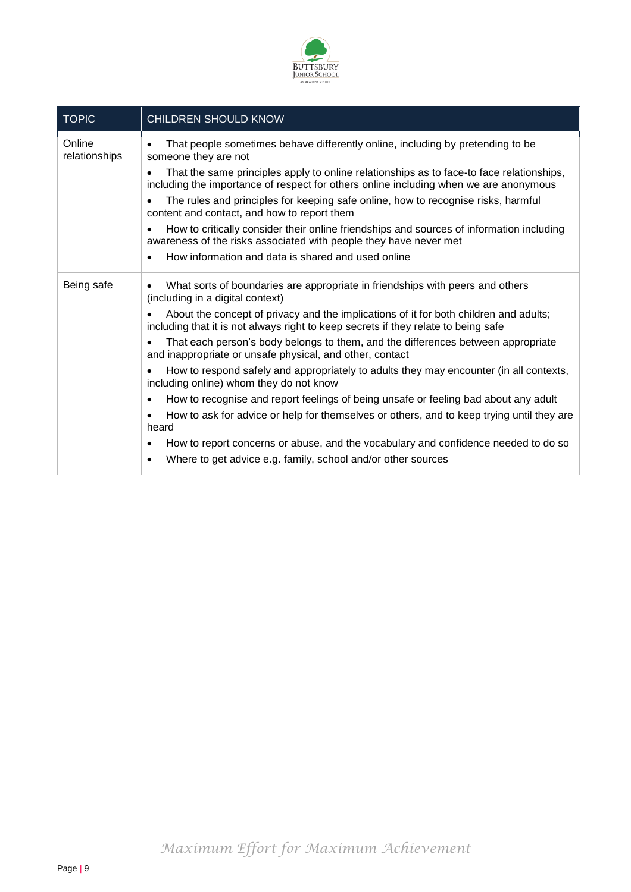| TOPIC | CHILDREN SHOULD KNOW |
|---|---|
| Online relationships | • That people sometimes behave differently online, including by pretending to be someone they are not<br>• That the same principles apply to online relationships as to face-to face relationships, including the importance of respect for others online including when we are anonymous<br>• The rules and principles for keeping safe online, how to recognise risks, harmful content and contact, and how to report them<br>• How to critically consider their online friendships and sources of information including awareness of the risks associated with people they have never met<br>• How information and data is shared and used online |
| Being safe | • What sorts of boundaries are appropriate in friendships with peers and others (including in a digital context)<br>• About the concept of privacy and the implications of it for both children and adults; including that it is not always right to keep secrets if they relate to being safe<br>• That each person's body belongs to them, and the differences between appropriate and inappropriate or unsafe physical, and other, contact<br>• How to respond safely and appropriately to adults they may encounter (in all contexts, including online) whom they do not know<br>• How to recognise and report feelings of being unsafe or feeling bad about any adult<br>• How to ask for advice or help for themselves or others, and to keep trying until they are heard<br>• How to report concerns or abuse, and the vocabulary and confidence needed to do so<br>• Where to get advice e.g. family, school and/or other sources |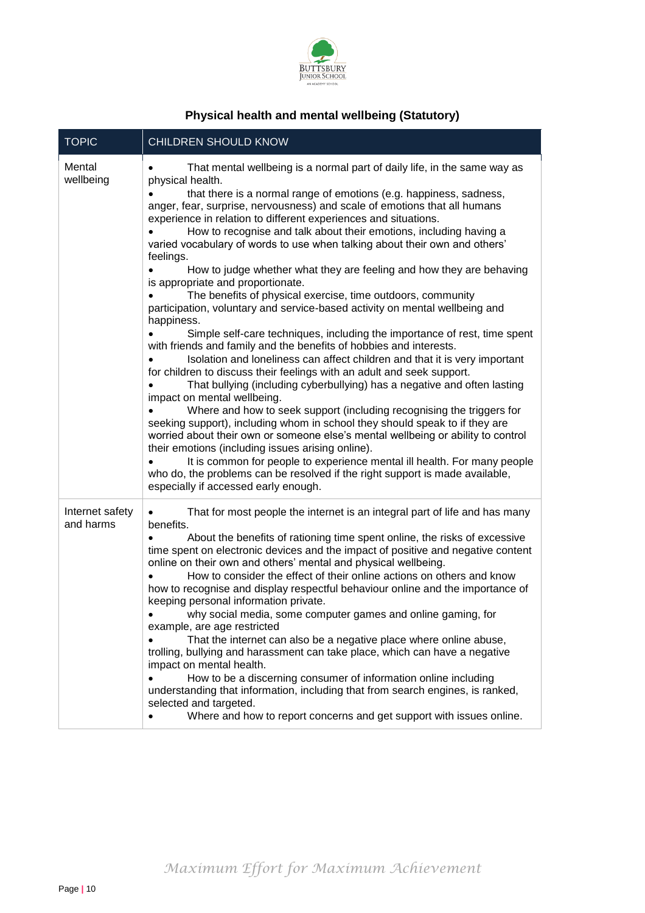## Physical health and mental wellbeing (Statutory)

| TOPIC | CHILDREN SHOULD KNOW |
|---|---|
| Mental wellbeing | • That mental wellbeing is a normal part of daily life, in the same way as physical health.<br>• that there is a normal range of emotions (e.g. happiness, sadness, anger, fear, surprise, nervousness) and scale of emotions that all humans experience in relation to different experiences and situations.<br>• How to recognise and talk about their emotions, including having a varied vocabulary of words to use when talking about their own and others' feelings.<br>• How to judge whether what they are feeling and how they are behaving is appropriate and proportionate.<br>• The benefits of physical exercise, time outdoors, community participation, voluntary and service-based activity on mental wellbeing and happiness.<br>• Simple self-care techniques, including the importance of rest, time spent with friends and family and the benefits of hobbies and interests.<br>• Isolation and loneliness can affect children and that it is very important for children to discuss their feelings with an adult and seek support.<br>• That bullying (including cyberbullying) has a negative and often lasting impact on mental wellbeing.<br>• Where and how to seek support (including recognising the triggers for seeking support), including whom in school they should speak to if they are worried about their own or someone else's mental wellbeing or ability to control their emotions (including issues arising online).<br>• It is common for people to experience mental ill health. For many people who do, the problems can be resolved if the right support is made available, especially if accessed early enough. |
| Internet safety and harms | • That for most people the internet is an integral part of life and has many benefits.<br>• About the benefits of rationing time spent online, the risks of excessive time spent on electronic devices and the impact of positive and negative content online on their own and others' mental and physical wellbeing.<br>• How to consider the effect of their online actions on others and know how to recognise and display respectful behaviour online and the importance of keeping personal information private.<br>• why social media, some computer games and online gaming, for example, are age restricted<br>• That the internet can also be a negative place where online abuse, trolling, bullying and harassment can take place, which can have a negative impact on mental health.<br>• How to be a discerning consumer of information online including understanding that information, including that from search engines, is ranked, selected and targeted.<br>• Where and how to report concerns and get support with issues online. |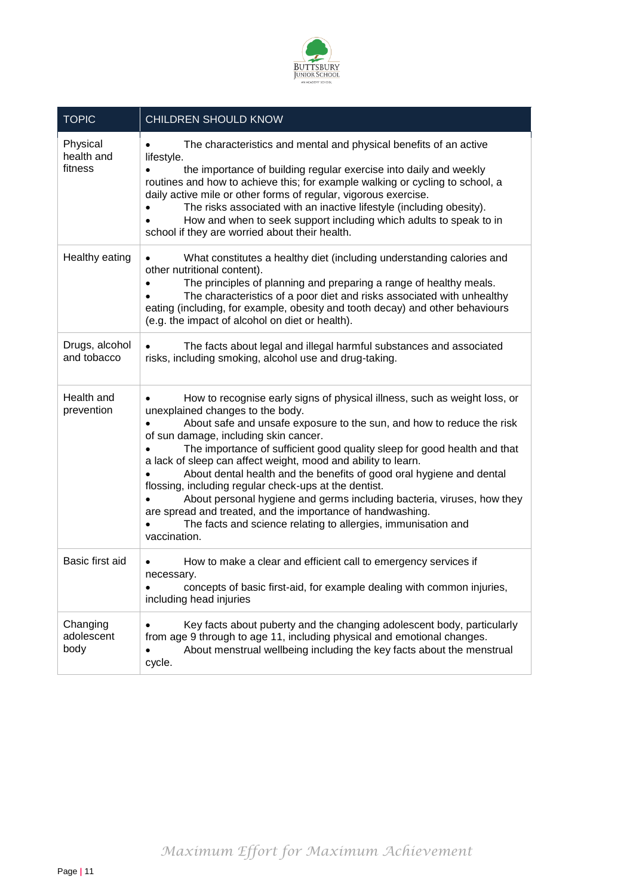| TOPIC | CHILDREN SHOULD KNOW |
|---|---|
| Physical health and fitness | • The characteristics and mental and physical benefits of an active lifestyle.<br>• the importance of building regular exercise into daily and weekly routines and how to achieve this; for example walking or cycling to school, a daily active mile or other forms of regular, vigorous exercise.<br>• The risks associated with an inactive lifestyle (including obesity).<br>• How and when to seek support including which adults to speak to in school if they are worried about their health. |
| Healthy eating | • What constitutes a healthy diet (including understanding calories and other nutritional content).<br>• The principles of planning and preparing a range of healthy meals.<br>• The characteristics of a poor diet and risks associated with unhealthy eating (including, for example, obesity and tooth decay) and other behaviours (e.g. the impact of alcohol on diet or health). |
| Drugs, alcohol and tobacco | • The facts about legal and illegal harmful substances and associated risks, including smoking, alcohol use and drug-taking. |
| Health and prevention | • How to recognise early signs of physical illness, such as weight loss, or unexplained changes to the body.<br>• About safe and unsafe exposure to the sun, and how to reduce the risk of sun damage, including skin cancer.<br>• The importance of sufficient good quality sleep for good health and that a lack of sleep can affect weight, mood and ability to learn.<br>• About dental health and the benefits of good oral hygiene and dental flossing, including regular check-ups at the dentist.<br>• About personal hygiene and germs including bacteria, viruses, how they are spread and treated, and the importance of handwashing.<br>• The facts and science relating to allergies, immunisation and vaccination. |
| Basic first aid | • How to make a clear and efficient call to emergency services if necessary.<br>• concepts of basic first-aid, for example dealing with common injuries, including head injuries |
| Changing adolescent body | • Key facts about puberty and the changing adolescent body, particularly from age 9 through to age 11, including physical and emotional changes.<br>• About menstrual wellbeing including the key facts about the menstrual cycle. |